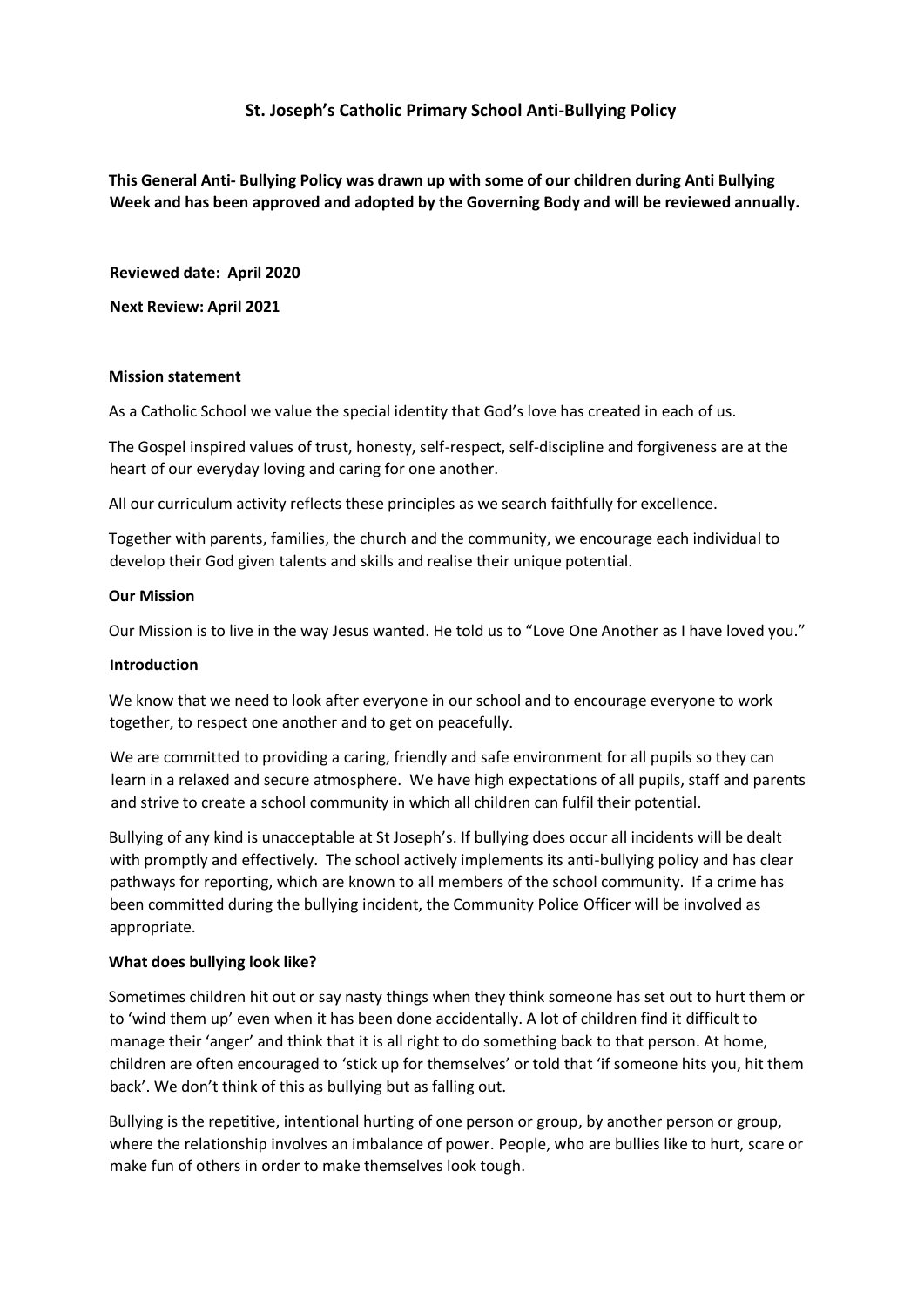# St. Joseph's Catholic Primary School Anti-Bullying Policy

**This General Anti- Bullying Policy was drawn up with some of our children during Anti Bullying Week and has been approved and adopted by the Governing Body and will be reviewed annually.**

**Reviewed date: April 2020**

**Next Review: April 2021**

### Mission statement

As a Catholic School we value the special identity that God's love has created in each of us.

The Gospel inspired values of trust, honesty, self-respect, self-discipline and forgiveness are at the heart of our everyday loving and caring for one another.

All our curriculum activity reflects these principles as we search faithfully for excellence.

Together with parents, families, the church and the community, we encourage each individual to develop their God given talents and skills and realise their unique potential.

### Our Mission

Our Mission is to live in the way Jesus wanted. He told us to "Love One Another as I have loved you."

### Introduction

We know that we need to look after everyone in our school and to encourage everyone to work together, to respect one another and to get on peacefully.

We are committed to providing a caring, friendly and safe environment for all pupils so they can learn in a relaxed and secure atmosphere. We have high expectations of all pupils, staff and parents and strive to create a school community in which all children can fulfil their potential.

Bullying of any kind is unacceptable at St Joseph's. If bullying does occur all incidents will be dealt with promptly and effectively. The school actively implements its anti-bullying policy and has clear pathways for reporting, which are known to all members of the school community. If a crime has been committed during the bullying incident, the Community Police Officer will be involved as appropriate.

### What does bullying look like?

Sometimes children hit out or say nasty things when they think someone has set out to hurt them or to 'wind them up' even when it has been done accidentally. A lot of children find it difficult to manage their 'anger' and think that it is all right to do something back to that person. At home, children are often encouraged to 'stick up for themselves' or told that 'if someone hits you, hit them back'. We don't think of this as bullying but as falling out.

Bullying is the repetitive, intentional hurting of one person or group, by another person or group, where the relationship involves an imbalance of power. People, who are bullies like to hurt, scare or make fun of others in order to make themselves look tough.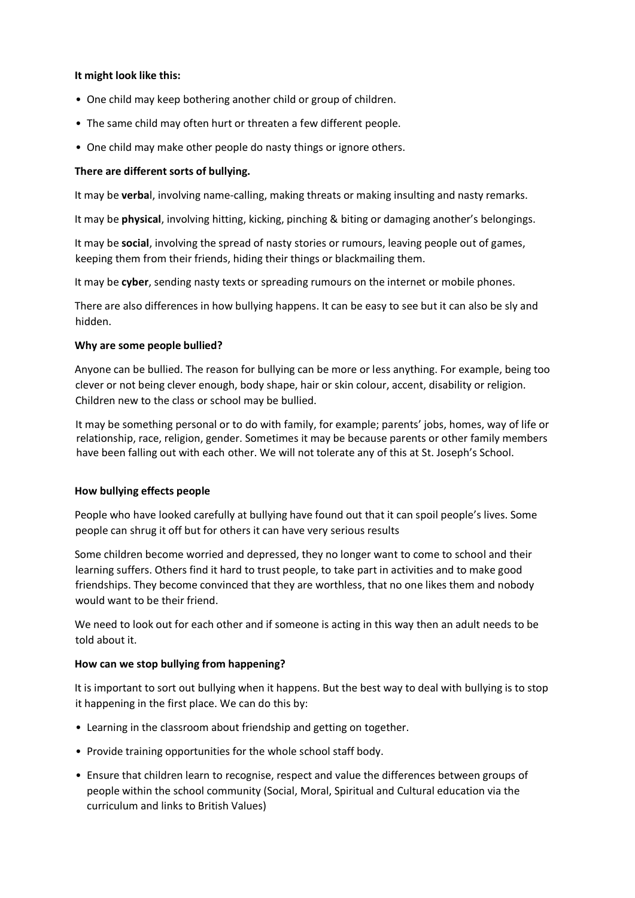**It might look like this:**

- One child may keep bothering another child or group of children.
- The same child may often hurt or threaten a few different people.
- One child may make other people do nasty things or ignore others.

**There are different sorts of bullying.**

It may be **verba**l, involving name-calling, making threats or making insulting and nasty remarks.

It may be **physical**, involving hitting, kicking, pinching & biting or damaging another's belongings.

It may be **social**, involving the spread of nasty stories or rumours, leaving people out of games, keeping them from their friends, hiding their things or blackmailing them.

It may be **cyber**, sending nasty texts or spreading rumours on the internet or mobile phones.

There are also differences in how bullying happens. It can be easy to see but it can also be sly and hidden.

**Why are some people bullied?**

Anyone can be bullied. The reason for bullying can be more or less anything. For example, being too clever or not being clever enough, body shape, hair or skin colour, accent, disability or religion. Children new to the class or school may be bullied.

It may be something personal or to do with family, for example; parents' jobs, homes, way of life or relationship, race, religion, gender. Sometimes it may be because parents or other family members have been falling out with each other. We will not tolerate any of this at St. Joseph's School.

**How bullying effects people**

People who have looked carefully at bullying have found out that it can spoil people's lives. Some people can shrug it off but for others it can have very serious results

Some children become worried and depressed, they no longer want to come to school and their learning suffers. Others find it hard to trust people, to take part in activities and to make good friendships. They become convinced that they are worthless, that no one likes them and nobody would want to be their friend.

We need to look out for each other and if someone is acting in this way then an adult needs to be told about it.

**How can we stop bullying from happening?**

It is important to sort out bullying when it happens. But the best way to deal with bullying is to stop it happening in the first place. We can do this by:

- Learning in the classroom about friendship and getting on together.
- Provide training opportunities for the whole school staff body.
- Ensure that children learn to recognise, respect and value the differences between groups of people within the school community (Social, Moral, Spiritual and Cultural education via the curriculum and links to British Values)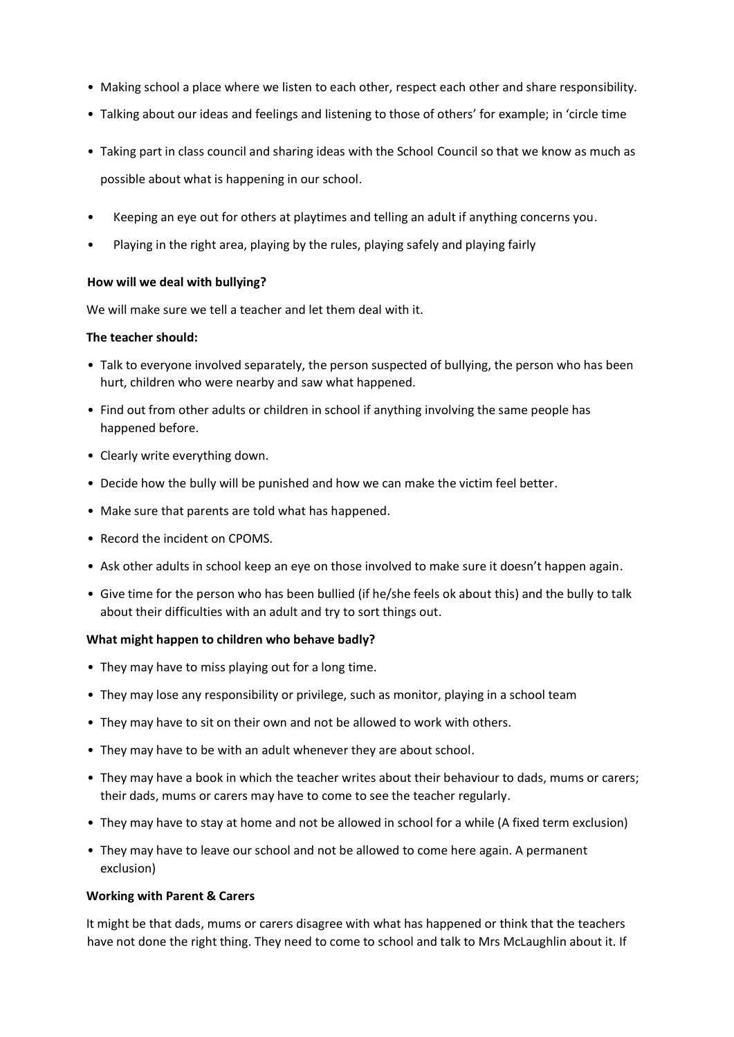- Making school a place where we listen to each other, respect each other and share responsibility.
- Talking about our ideas and feelings and listening to those of others' for example; in 'circle time
- Taking part in class council and sharing ideas with the School Council so that we know as much as possible about what is happening in our school.
- Keeping an eye out for others at playtimes and telling an adult if anything concerns you.
- Playing in the right area, playing by the rules, playing safely and playing fairly

**How will we deal with bullying?**

We will make sure we tell a teacher and let them deal with it.

**The teacher should:**

- Talk to everyone involved separately, the person suspected of bullying, the person who has been hurt, children who were nearby and saw what happened.
- Find out from other adults or children in school if anything involving the same people has happened before.
- Clearly write everything down.
- Decide how the bully will be punished and how we can make the victim feel better.
- Make sure that parents are told what has happened.
- Record the incident on CPOMS.
- Ask other adults in school keep an eye on those involved to make sure it doesn't happen again.
- Give time for the person who has been bullied (if he/she feels ok about this) and the bully to talk about their difficulties with an adult and try to sort things out.

**What might happen to children who behave badly?**

- They may have to miss playing out for a long time.
- They may lose any responsibility or privilege, such as monitor, playing in a school team
- They may have to sit on their own and not be allowed to work with others.
- They may have to be with an adult whenever they are about school.
- They may have a book in which the teacher writes about their behaviour to dads, mums or carers; their dads, mums or carers may have to come to see the teacher regularly.
- They may have to stay at home and not be allowed in school for a while (A fixed term exclusion)
- They may have to leave our school and not be allowed to come here again. A permanent exclusion)

**Working with Parent & Carers**

It might be that dads, mums or carers disagree with what has happened or think that the teachers have not done the right thing. They need to come to school and talk to Mrs McLaughlin about it. If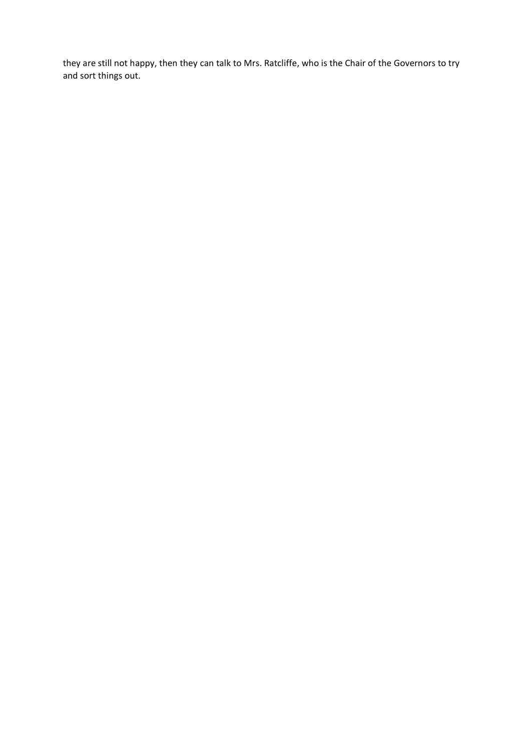they are still not happy, then they can talk to Mrs. Ratcliffe, who is the Chair of the Governors to try and sort things out.